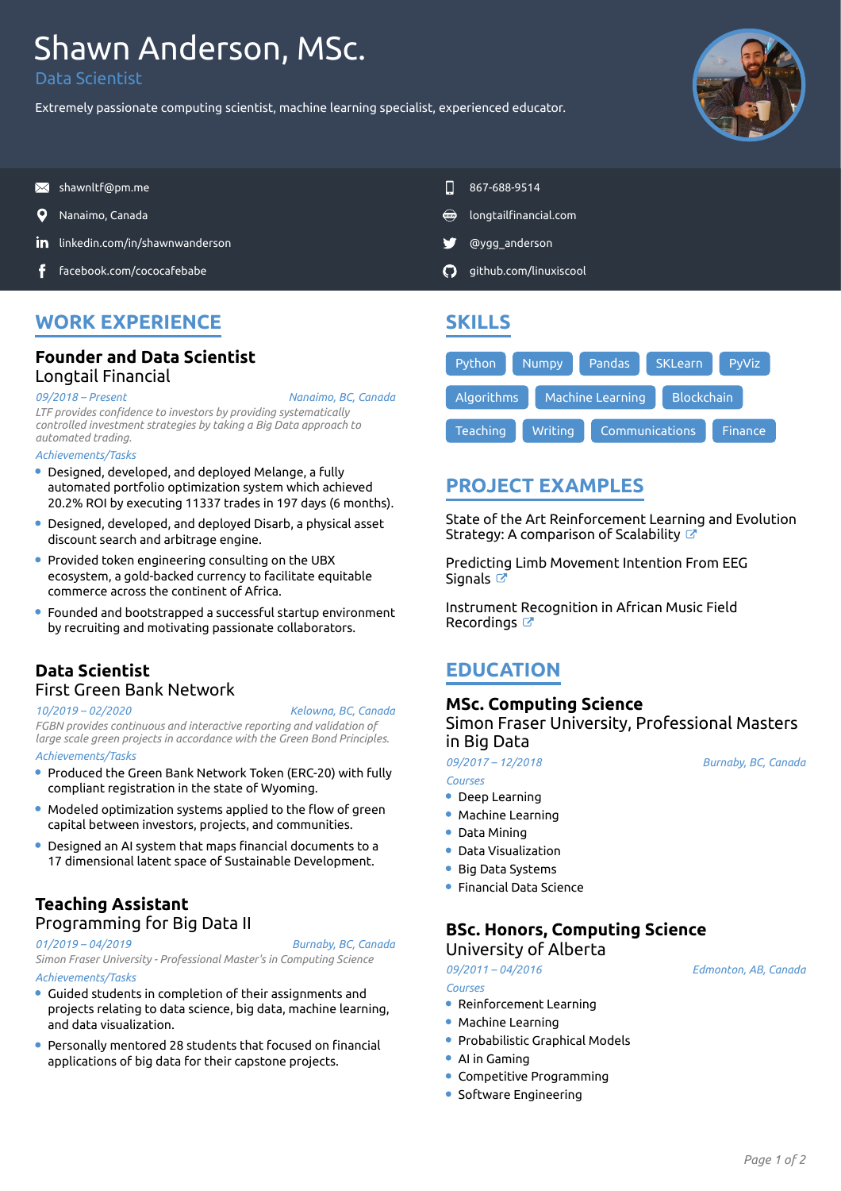# Shawn Anderson, MSc.

Data Scientist

Extremely passionate computing scientist, machine learning specialist, experienced educator.

- shawnltf@pm.me
- 867-688-9514
- Nanaimo, Canada
- longtailfinancial.com
- linkedin.com/in/shawnwanderson
- @ygg_anderson
- facebook.com/cococafebabe
- github.com/linuxiscool

## WORK EXPERIENCE

### Founder and Data Scientist
Longtail Financial

*09/2018 – Present* | *Nanaimo, BC, Canada*

*LTF provides confidence to investors by providing systematically controlled investment strategies by taking a Big Data approach to automated trading.*

*Achievements/Tasks*

- Designed, developed, and deployed Melange, a fully automated portfolio optimization system which achieved 20.2% ROI by executing 11337 trades in 197 days (6 months).
- Designed, developed, and deployed Disarb, a physical asset discount search and arbitrage engine.
- Provided token engineering consulting on the UBX ecosystem, a gold-backed currency to facilitate equitable commerce across the continent of Africa.
- Founded and bootstrapped a successful startup environment by recruiting and motivating passionate collaborators.

### Data Scientist
First Green Bank Network

*10/2019 – 02/2020* | *Kelowna, BC, Canada*

*FGBN provides continuous and interactive reporting and validation of large scale green projects in accordance with the Green Bond Principles.*

*Achievements/Tasks*

- Produced the Green Bank Network Token (ERC-20) with fully compliant registration in the state of Wyoming.
- Modeled optimization systems applied to the flow of green capital between investors, projects, and communities.
- Designed an AI system that maps financial documents to a 17 dimensional latent space of Sustainable Development.

### Teaching Assistant
Programming for Big Data II

*01/2019 – 04/2019* | *Burnaby, BC, Canada*

*Simon Fraser University - Professional Master's in Computing Science*

*Achievements/Tasks*

- Guided students in completion of their assignments and projects relating to data science, big data, machine learning, and data visualization.
- Personally mentored 28 students that focused on financial applications of big data for their capstone projects.

## SKILLS

Python · Numpy · Pandas · SKLearn · PyViz · Algorithms · Machine Learning · Blockchain · Teaching · Writing · Communications · Finance

## PROJECT EXAMPLES

State of the Art Reinforcement Learning and Evolution Strategy: A comparison of Scalability

Predicting Limb Movement Intention From EEG Signals

Instrument Recognition in African Music Field Recordings

## EDUCATION

### MSc. Computing Science
Simon Fraser University, Professional Masters in Big Data

*09/2017 – 12/2018* | *Burnaby, BC, Canada*

*Courses*

- Deep Learning
- Machine Learning
- Data Mining
- Data Visualization
- Big Data Systems
- Financial Data Science

### BSc. Honors, Computing Science
University of Alberta

*09/2011 – 04/2016* | *Edmonton, AB, Canada*

*Courses*

- Reinforcement Learning
- Machine Learning
- Probabilistic Graphical Models
- AI in Gaming
- Competitive Programming
- Software Engineering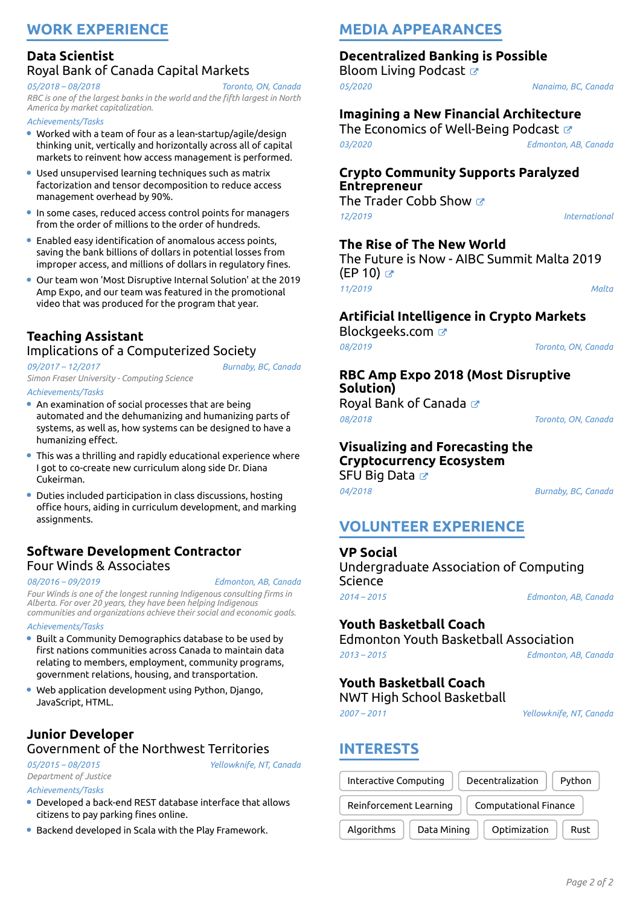## WORK EXPERIENCE

### Data Scientist
Royal Bank of Canada Capital Markets

*05/2018 – 08/2018* *Toronto, ON, Canada*

*RBC is one of the largest banks in the world and the fifth largest in North America by market capitalization.*

*Achievements/Tasks*
- Worked with a team of four as a lean-startup/agile/design thinking unit, vertically and horizontally across all of capital markets to reinvent how access management is performed.
- Used unsupervised learning techniques such as matrix factorization and tensor decomposition to reduce access management overhead by 90%.
- In some cases, reduced access control points for managers from the order of millions to the order of hundreds.
- Enabled easy identification of anomalous access points, saving the bank billions of dollars in potential losses from improper access, and millions of dollars in regulatory fines.
- Our team won 'Most Disruptive Internal Solution' at the 2019 Amp Expo, and our team was featured in the promotional video that was produced for the program that year.

### Teaching Assistant
Implications of a Computerized Society

*09/2017 – 12/2017* *Burnaby, BC, Canada*

*Simon Fraser University - Computing Science*

*Achievements/Tasks*
- An examination of social processes that are being automated and the dehumanizing and humanizing parts of systems, as well as, how systems can be designed to have a humanizing effect.
- This was a thrilling and rapidly educational experience where I got to co-create new curriculum along side Dr. Diana Cukeirman.
- Duties included participation in class discussions, hosting office hours, aiding in curriculum development, and marking assignments.

### Software Development Contractor
Four Winds & Associates

*08/2016 – 09/2019* *Edmonton, AB, Canada*

*Four Winds is one of the longest running Indigenous consulting firms in Alberta. For over 20 years, they have been helping Indigenous communities and organizations achieve their social and economic goals.*

*Achievements/Tasks*
- Built a Community Demographics database to be used by first nations communities across Canada to maintain data relating to members, employment, community programs, government relations, housing, and transportation.
- Web application development using Python, Django, JavaScript, HTML.

### Junior Developer
Government of the Northwest Territories

*05/2015 – 08/2015* *Yellowknife, NT, Canada*

*Department of Justice*

*Achievements/Tasks*
- Developed a back-end REST database interface that allows citizens to pay parking fines online.
- Backend developed in Scala with the Play Framework.

## MEDIA APPEARANCES

### Decentralized Banking is Possible
Bloom Living Podcast

*05/2020* *Nanaimo, BC, Canada*

### Imagining a New Financial Architecture
The Economics of Well-Being Podcast

*03/2020* *Edmonton, AB, Canada*

### Crypto Community Supports Paralyzed Entrepreneur
The Trader Cobb Show

*12/2019* *International*

### The Rise of The New World
The Future is Now - AIBC Summit Malta 2019 (EP 10)

*11/2019* *Malta*

### Artificial Intelligence in Crypto Markets
Blockgeeks.com

*08/2019* *Toronto, ON, Canada*

### RBC Amp Expo 2018 (Most Disruptive Solution)
Royal Bank of Canada

*08/2018* *Toronto, ON, Canada*

### Visualizing and Forecasting the Cryptocurrency Ecosystem
SFU Big Data

*04/2018* *Burnaby, BC, Canada*

## VOLUNTEER EXPERIENCE

### VP Social
Undergraduate Association of Computing Science

*2014 – 2015* *Edmonton, AB, Canada*

### Youth Basketball Coach
Edmonton Youth Basketball Association

*2013 – 2015* *Edmonton, AB, Canada*

### Youth Basketball Coach
NWT High School Basketball

*2007 – 2011* *Yellowknife, NT, Canada*

## INTERESTS

Interactive Computing | Decentralization | Python | Reinforcement Learning | Computational Finance | Algorithms | Data Mining | Optimization | Rust